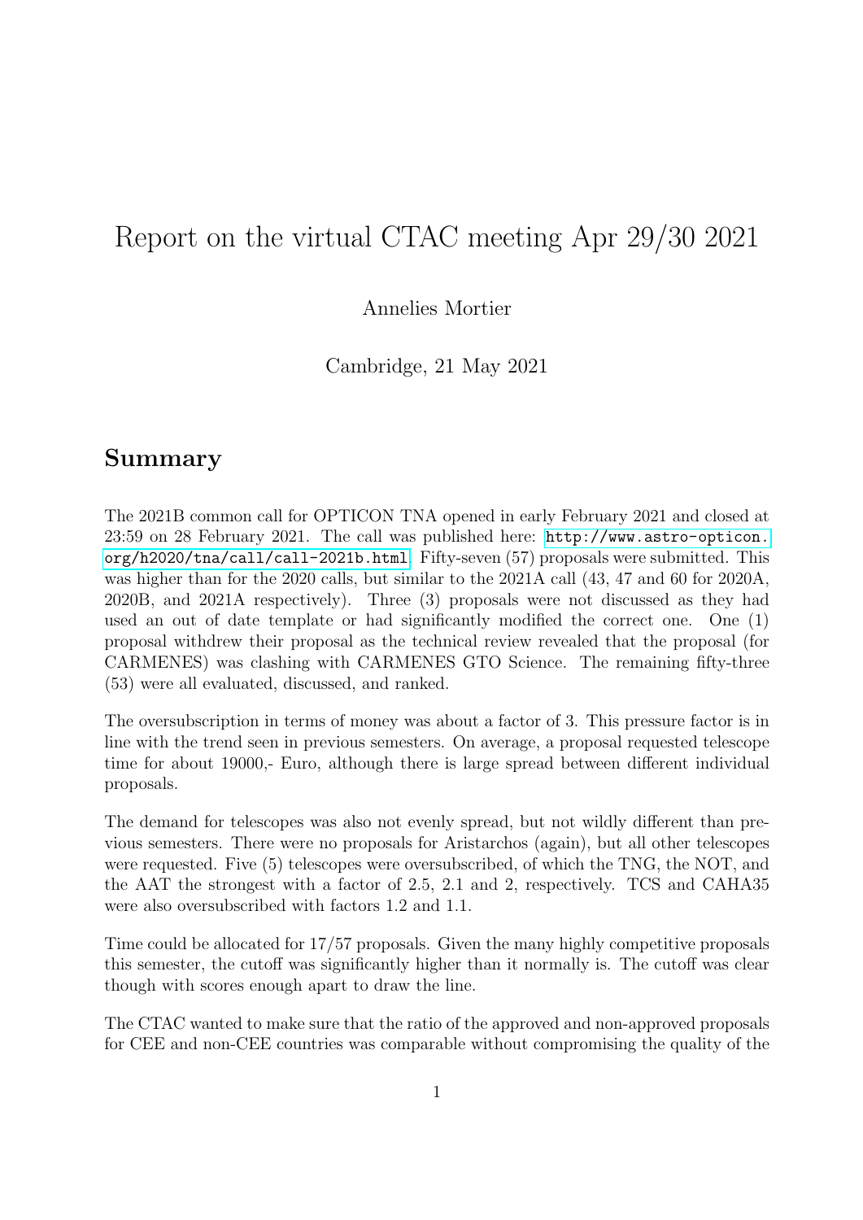# Report on the virtual CTAC meeting Apr 29/30 2021

Annelies Mortier

Cambridge, 21 May 2021

## Summary

The 2021B common call for OPTICON TNA opened in early February 2021 and closed at 23:59 on 28 February 2021. The call was published here: http://www.astro-opticon.org/h2020/tna/call/call-2021b.html. Fifty-seven (57) proposals were submitted. This was higher than for the 2020 calls, but similar to the 2021A call (43, 47 and 60 for 2020A, 2020B, and 2021A respectively). Three (3) proposals were not discussed as they had used an out of date template or had significantly modified the correct one. One (1) proposal withdrew their proposal as the technical review revealed that the proposal (for CARMENES) was clashing with CARMENES GTO Science. The remaining fifty-three (53) were all evaluated, discussed, and ranked.

The oversubscription in terms of money was about a factor of 3. This pressure factor is in line with the trend seen in previous semesters. On average, a proposal requested telescope time for about 19000,- Euro, although there is large spread between different individual proposals.

The demand for telescopes was also not evenly spread, but not wildly different than previous semesters. There were no proposals for Aristarchos (again), but all other telescopes were requested. Five (5) telescopes were oversubscribed, of which the TNG, the NOT, and the AAT the strongest with a factor of 2.5, 2.1 and 2, respectively. TCS and CAHA35 were also oversubscribed with factors 1.2 and 1.1.

Time could be allocated for 17/57 proposals. Given the many highly competitive proposals this semester, the cutoff was significantly higher than it normally is. The cutoff was clear though with scores enough apart to draw the line.

The CTAC wanted to make sure that the ratio of the approved and non-approved proposals for CEE and non-CEE countries was comparable without compromising the quality of the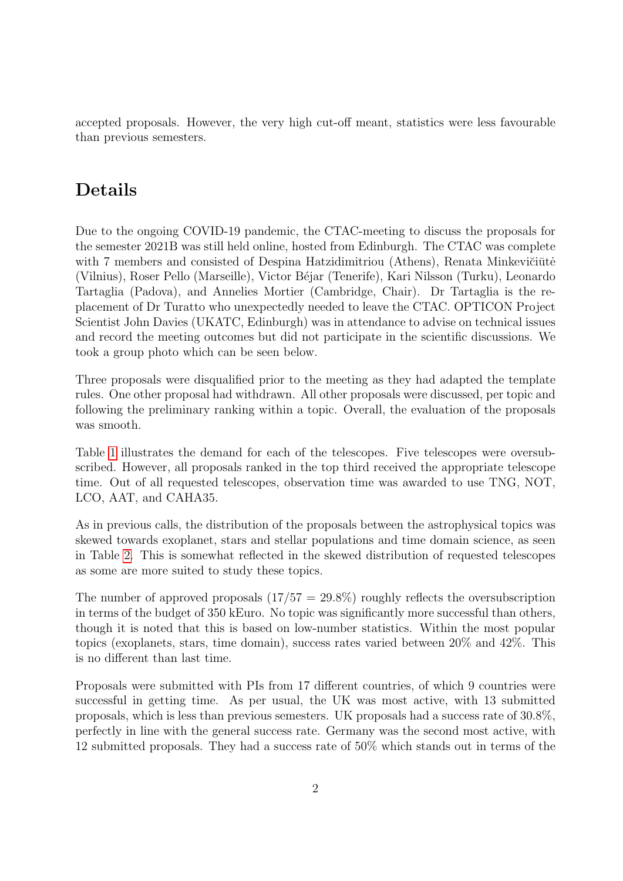accepted proposals. However, the very high cut-off meant, statistics were less favourable than previous semesters.

## Details

Due to the ongoing COVID-19 pandemic, the CTAC-meeting to discuss the proposals for the semester 2021B was still held online, hosted from Edinburgh. The CTAC was complete with 7 members and consisted of Despina Hatzidimitriou (Athens), Renata Minkevičiūtė (Vilnius), Roser Pello (Marseille), Victor Béjar (Tenerife), Kari Nilsson (Turku), Leonardo Tartaglia (Padova), and Annelies Mortier (Cambridge, Chair). Dr Tartaglia is the replacement of Dr Turatto who unexpectedly needed to leave the CTAC. OPTICON Project Scientist John Davies (UKATC, Edinburgh) was in attendance to advise on technical issues and record the meeting outcomes but did not participate in the scientific discussions. We took a group photo which can be seen below.

Three proposals were disqualified prior to the meeting as they had adapted the template rules. One other proposal had withdrawn. All other proposals were discussed, per topic and following the preliminary ranking within a topic. Overall, the evaluation of the proposals was smooth.

Table 1 illustrates the demand for each of the telescopes. Five telescopes were oversubscribed. However, all proposals ranked in the top third received the appropriate telescope time. Out of all requested telescopes, observation time was awarded to use TNG, NOT, LCO, AAT, and CAHA35.

As in previous calls, the distribution of the proposals between the astrophysical topics was skewed towards exoplanet, stars and stellar populations and time domain science, as seen in Table 2. This is somewhat reflected in the skewed distribution of requested telescopes as some are more suited to study these topics.

The number of approved proposals (17/57 = 29.8%) roughly reflects the oversubscription in terms of the budget of 350 kEuro. No topic was significantly more successful than others, though it is noted that this is based on low-number statistics. Within the most popular topics (exoplanets, stars, time domain), success rates varied between 20% and 42%. This is no different than last time.

Proposals were submitted with PIs from 17 different countries, of which 9 countries were successful in getting time. As per usual, the UK was most active, with 13 submitted proposals, which is less than previous semesters. UK proposals had a success rate of 30.8%, perfectly in line with the general success rate. Germany was the second most active, with 12 submitted proposals. They had a success rate of 50% which stands out in terms of the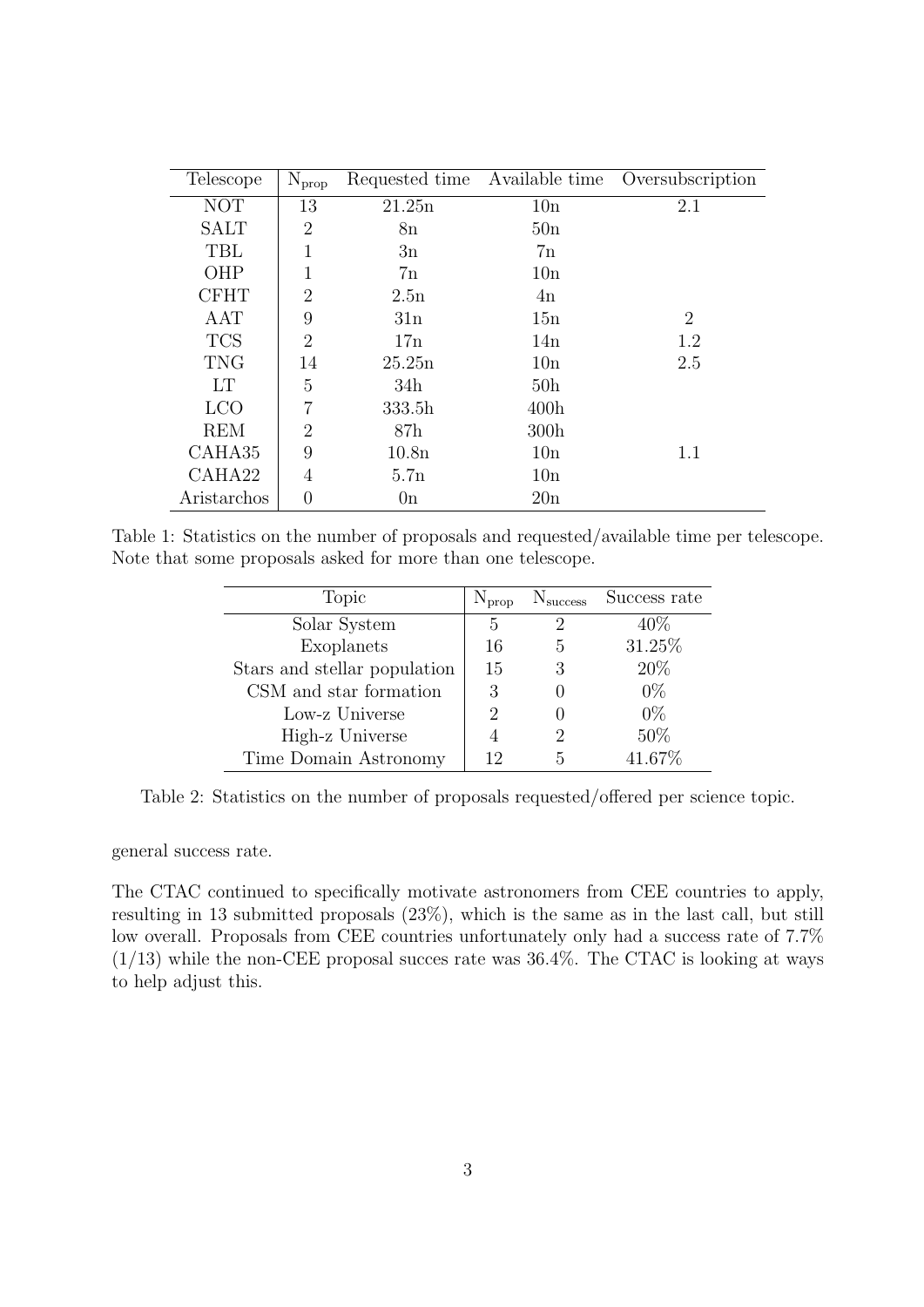| Telescope | $N_{prop}$ | Requested time | Available time | Oversubscription |
|---|---|---|---|---|
| NOT | 13 | 21.25n | 10n | 2.1 |
| SALT | 2 | 8n | 50n | |
| TBL | 1 | 3n | 7n | |
| OHP | 1 | 7n | 10n | |
| CFHT | 2 | 2.5n | 4n | |
| AAT | 9 | 31n | 15n | 2 |
| TCS | 2 | 17n | 14n | 1.2 |
| TNG | 14 | 25.25n | 10n | 2.5 |
| LT | 5 | 34h | 50h | |
| LCO | 7 | 333.5h | 400h | |
| REM | 2 | 87h | 300h | |
| CAHA35 | 9 | 10.8n | 10n | 1.1 |
| CAHA22 | 4 | 5.7n | 10n | |
| Aristarchos | 0 | 0n | 20n | |

Table 1: Statistics on the number of proposals and requested/available time per telescope. Note that some proposals asked for more than one telescope.

| Topic | $N_{prop}$ | $N_{success}$ | Success rate |
|---|---|---|---|
| Solar System | 5 | 2 | 40% |
| Exoplanets | 16 | 5 | 31.25% |
| Stars and stellar population | 15 | 3 | 20% |
| CSM and star formation | 3 | 0 | 0% |
| Low-z Universe | 2 | 0 | 0% |
| High-z Universe | 4 | 2 | 50% |
| Time Domain Astronomy | 12 | 5 | 41.67% |

Table 2: Statistics on the number of proposals requested/offered per science topic.

general success rate.

The CTAC continued to specifically motivate astronomers from CEE countries to apply, resulting in 13 submitted proposals (23%), which is the same as in the last call, but still low overall. Proposals from CEE countries unfortunately only had a success rate of 7.7% (1/13) while the non-CEE proposal succes rate was 36.4%. The CTAC is looking at ways to help adjust this.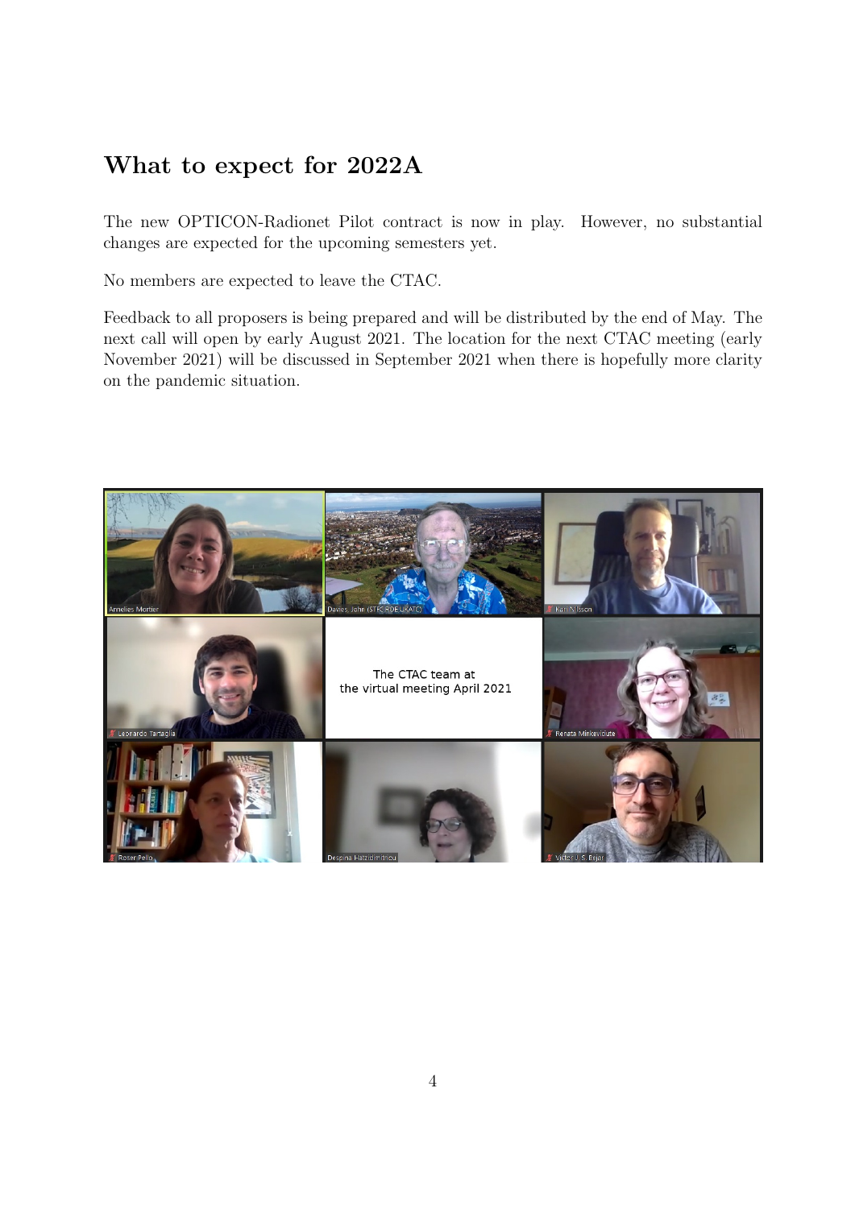## What to expect for 2022A

The new OPTICON-Radionet Pilot contract is now in play. However, no substantial changes are expected for the upcoming semesters yet.

No members are expected to leave the CTAC.

Feedback to all proposers is being prepared and will be distributed by the end of May. The next call will open by early August 2021. The location for the next CTAC meeting (early November 2021) will be discussed in September 2021 when there is hopefully more clarity on the pandemic situation.

The CTAC team at the virtual meeting April 2021